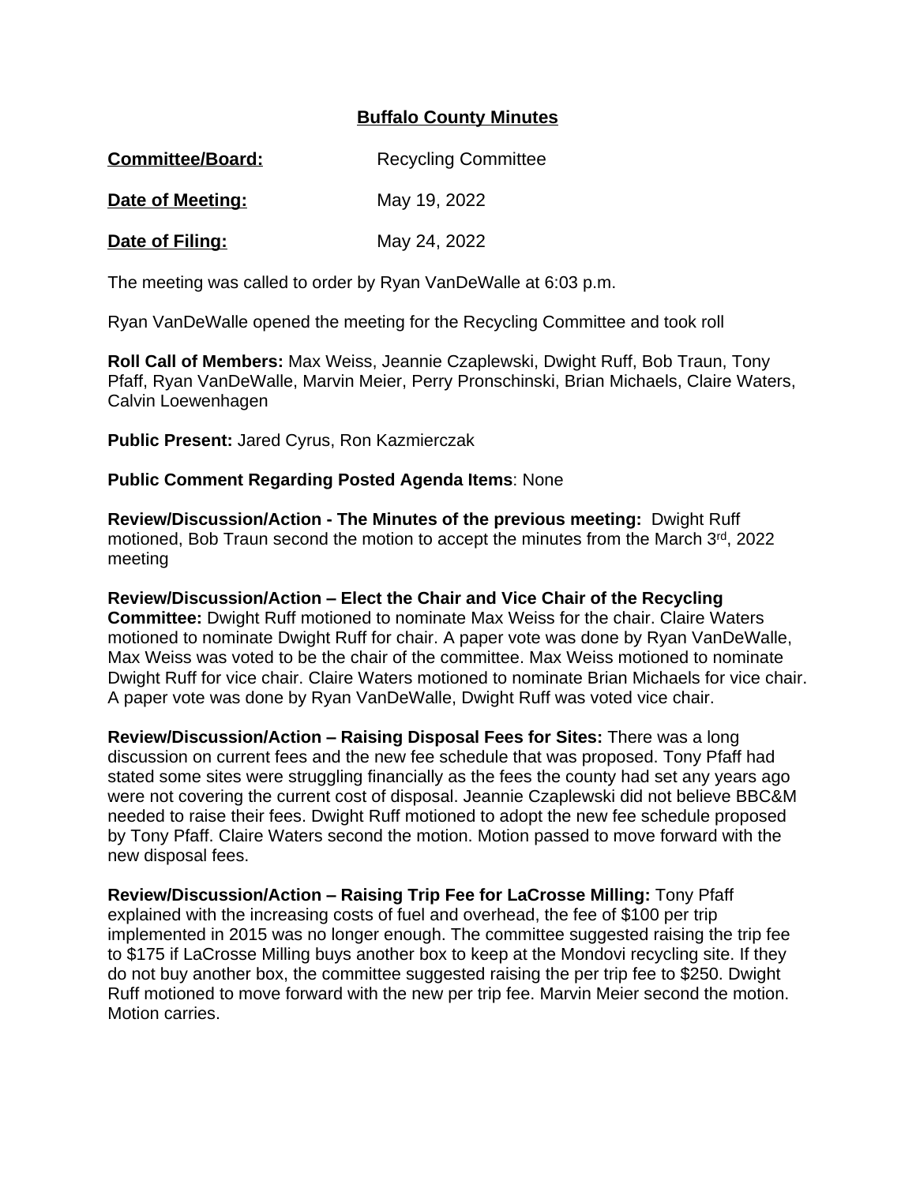# Buffalo County Minutes

**Committee/Board:** Recycling Committee

**Date of Meeting:** May 19, 2022

**Date of Filing:** May 24, 2022

The meeting was called to order by Ryan VanDeWalle at 6:03 p.m.

Ryan VanDeWalle opened the meeting for the Recycling Committee and took roll

**Roll Call of Members:** Max Weiss, Jeannie Czaplewski, Dwight Ruff, Bob Traun, Tony Pfaff, Ryan VanDeWalle, Marvin Meier, Perry Pronschinski, Brian Michaels, Claire Waters, Calvin Loewenhagen

**Public Present:** Jared Cyrus, Ron Kazmierczak

**Public Comment Regarding Posted Agenda Items**: None

**Review/Discussion/Action - The Minutes of the previous meeting:** Dwight Ruff motioned, Bob Traun second the motion to accept the minutes from the March 3rd, 2022 meeting

**Review/Discussion/Action – Elect the Chair and Vice Chair of the Recycling Committee:** Dwight Ruff motioned to nominate Max Weiss for the chair. Claire Waters motioned to nominate Dwight Ruff for chair. A paper vote was done by Ryan VanDeWalle, Max Weiss was voted to be the chair of the committee. Max Weiss motioned to nominate Dwight Ruff for vice chair. Claire Waters motioned to nominate Brian Michaels for vice chair. A paper vote was done by Ryan VanDeWalle, Dwight Ruff was voted vice chair.

**Review/Discussion/Action – Raising Disposal Fees for Sites:** There was a long discussion on current fees and the new fee schedule that was proposed. Tony Pfaff had stated some sites were struggling financially as the fees the county had set any years ago were not covering the current cost of disposal. Jeannie Czaplewski did not believe BBC&M needed to raise their fees. Dwight Ruff motioned to adopt the new fee schedule proposed by Tony Pfaff. Claire Waters second the motion. Motion passed to move forward with the new disposal fees.

**Review/Discussion/Action – Raising Trip Fee for LaCrosse Milling:** Tony Pfaff explained with the increasing costs of fuel and overhead, the fee of $100 per trip implemented in 2015 was no longer enough. The committee suggested raising the trip fee to $175 if LaCrosse Milling buys another box to keep at the Mondovi recycling site. If they do not buy another box, the committee suggested raising the per trip fee to $250. Dwight Ruff motioned to move forward with the new per trip fee. Marvin Meier second the motion. Motion carries.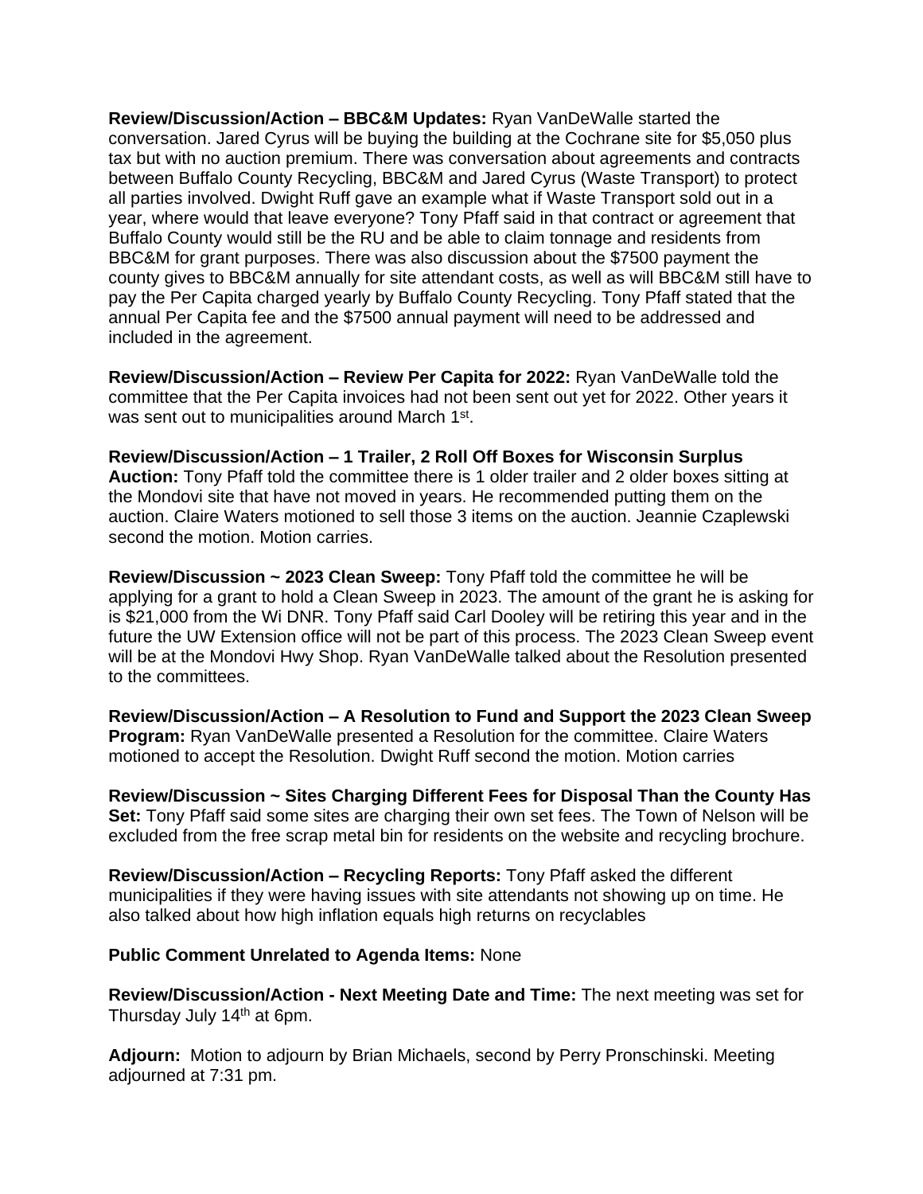**Review/Discussion/Action – BBC&M Updates:** Ryan VanDeWalle started the conversation. Jared Cyrus will be buying the building at the Cochrane site for $5,050 plus tax but with no auction premium. There was conversation about agreements and contracts between Buffalo County Recycling, BBC&M and Jared Cyrus (Waste Transport) to protect all parties involved. Dwight Ruff gave an example what if Waste Transport sold out in a year, where would that leave everyone? Tony Pfaff said in that contract or agreement that Buffalo County would still be the RU and be able to claim tonnage and residents from BBC&M for grant purposes. There was also discussion about the $7500 payment the county gives to BBC&M annually for site attendant costs, as well as will BBC&M still have to pay the Per Capita charged yearly by Buffalo County Recycling. Tony Pfaff stated that the annual Per Capita fee and the $7500 annual payment will need to be addressed and included in the agreement.

**Review/Discussion/Action – Review Per Capita for 2022:** Ryan VanDeWalle told the committee that the Per Capita invoices had not been sent out yet for 2022. Other years it was sent out to municipalities around March 1st.

**Review/Discussion/Action – 1 Trailer, 2 Roll Off Boxes for Wisconsin Surplus Auction:** Tony Pfaff told the committee there is 1 older trailer and 2 older boxes sitting at the Mondovi site that have not moved in years. He recommended putting them on the auction. Claire Waters motioned to sell those 3 items on the auction. Jeannie Czaplewski second the motion. Motion carries.

**Review/Discussion ~ 2023 Clean Sweep:** Tony Pfaff told the committee he will be applying for a grant to hold a Clean Sweep in 2023. The amount of the grant he is asking for is $21,000 from the Wi DNR. Tony Pfaff said Carl Dooley will be retiring this year and in the future the UW Extension office will not be part of this process. The 2023 Clean Sweep event will be at the Mondovi Hwy Shop. Ryan VanDeWalle talked about the Resolution presented to the committees.

**Review/Discussion/Action – A Resolution to Fund and Support the 2023 Clean Sweep Program:** Ryan VanDeWalle presented a Resolution for the committee. Claire Waters motioned to accept the Resolution. Dwight Ruff second the motion. Motion carries

**Review/Discussion ~ Sites Charging Different Fees for Disposal Than the County Has Set:** Tony Pfaff said some sites are charging their own set fees. The Town of Nelson will be excluded from the free scrap metal bin for residents on the website and recycling brochure.

**Review/Discussion/Action – Recycling Reports:** Tony Pfaff asked the different municipalities if they were having issues with site attendants not showing up on time. He also talked about how high inflation equals high returns on recyclables

**Public Comment Unrelated to Agenda Items:** None

**Review/Discussion/Action - Next Meeting Date and Time:** The next meeting was set for Thursday July 14th at 6pm.

**Adjourn:** Motion to adjourn by Brian Michaels, second by Perry Pronschinski. Meeting adjourned at 7:31 pm.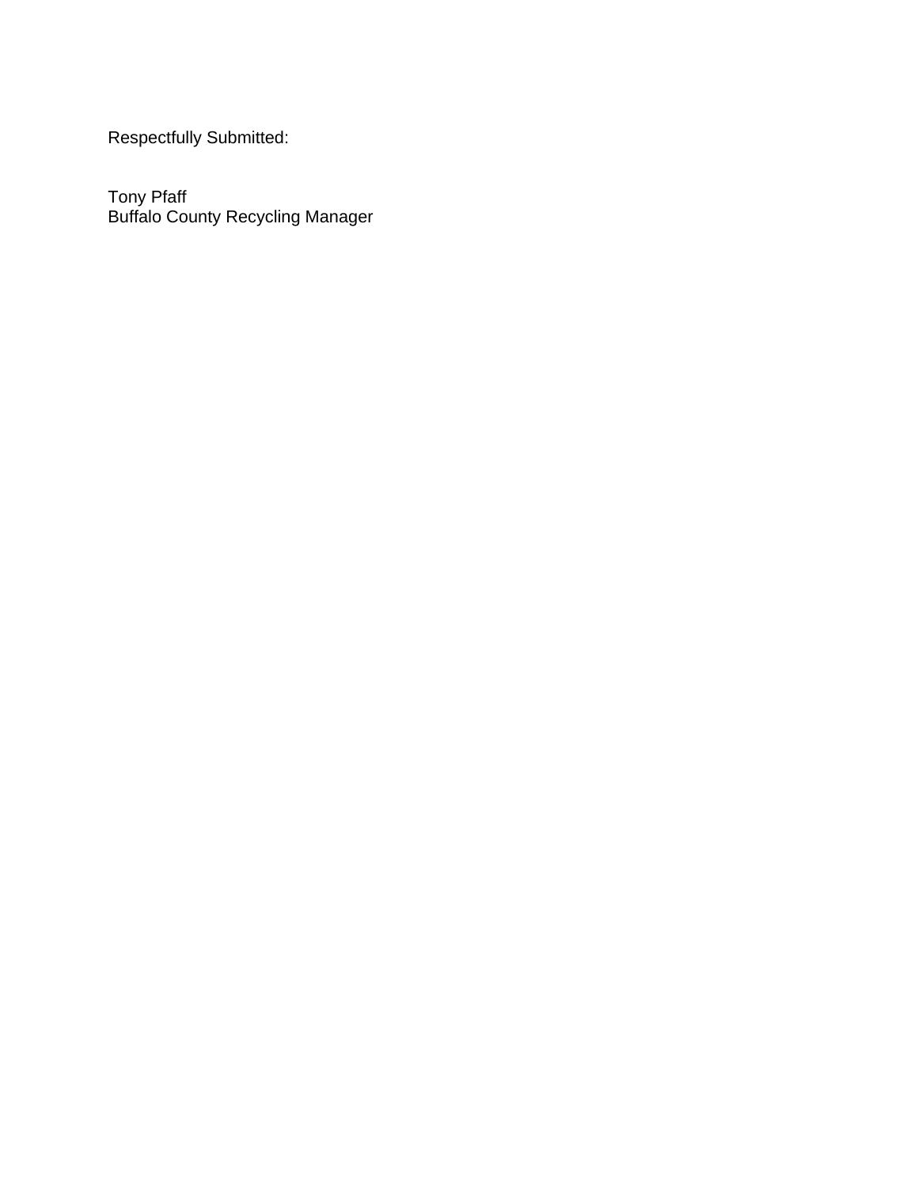Respectfully Submitted:

Tony Pfaff
Buffalo County Recycling Manager